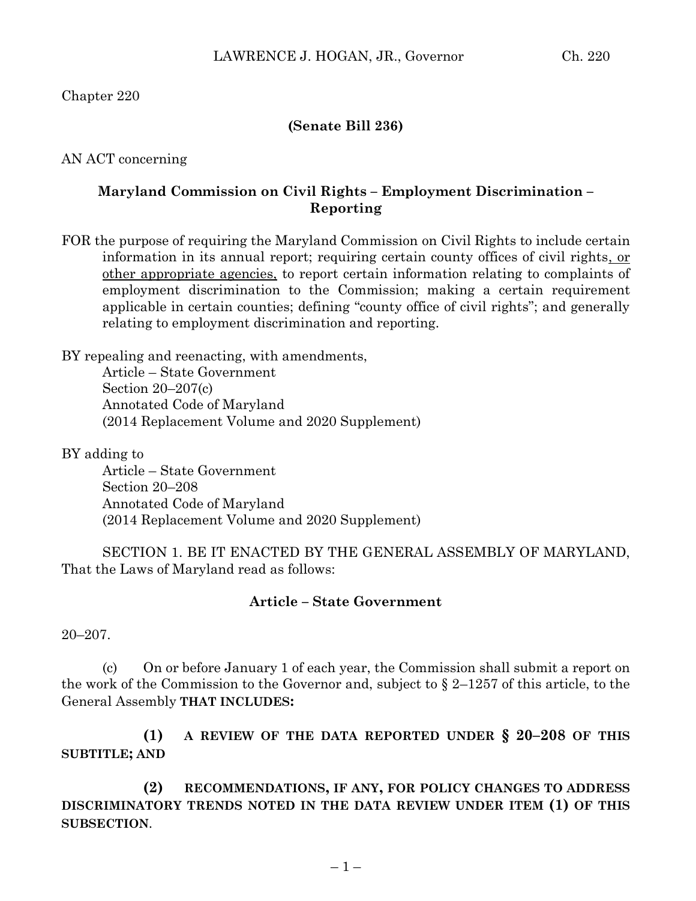Chapter 220

**(Senate Bill 236)**

AN ACT concerning

**Maryland Commission on Civil Rights – Employment Discrimination – Reporting**

FOR the purpose of requiring the Maryland Commission on Civil Rights to include certain information in its annual report; requiring certain county offices of civil rights, or other appropriate agencies, to report certain information relating to complaints of employment discrimination to the Commission; making a certain requirement applicable in certain counties; defining "county office of civil rights"; and generally relating to employment discrimination and reporting.

BY repealing and reenacting, with amendments,
Article – State Government
Section 20–207(c)
Annotated Code of Maryland
(2014 Replacement Volume and 2020 Supplement)

BY adding to
Article – State Government
Section 20–208
Annotated Code of Maryland
(2014 Replacement Volume and 2020 Supplement)

SECTION 1. BE IT ENACTED BY THE GENERAL ASSEMBLY OF MARYLAND, That the Laws of Maryland read as follows:

**Article – State Government**

20–207.

(c) On or before January 1 of each year, the Commission shall submit a report on the work of the Commission to the Governor and, subject to § 2–1257 of this article, to the General Assembly **THAT INCLUDES:**

**(1) A REVIEW OF THE DATA REPORTED UNDER § 20–208 OF THIS SUBTITLE; AND**

**(2) RECOMMENDATIONS, IF ANY, FOR POLICY CHANGES TO ADDRESS DISCRIMINATORY TRENDS NOTED IN THE DATA REVIEW UNDER ITEM (1) OF THIS SUBSECTION**.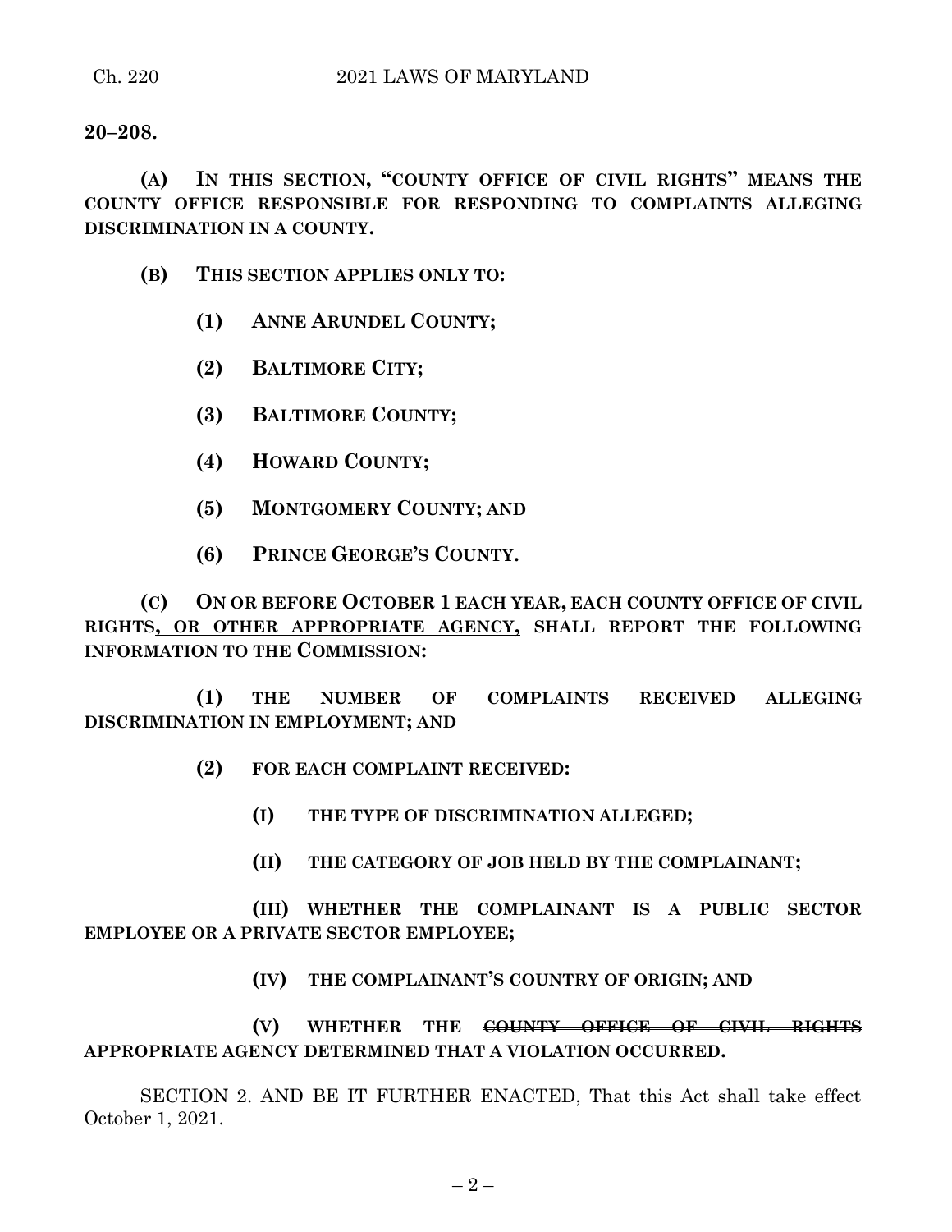**20–208.**

**(A) IN THIS SECTION, "COUNTY OFFICE OF CIVIL RIGHTS" MEANS THE COUNTY OFFICE RESPONSIBLE FOR RESPONDING TO COMPLAINTS ALLEGING DISCRIMINATION IN A COUNTY.**

**(B) THIS SECTION APPLIES ONLY TO:**

**(1) ANNE ARUNDEL COUNTY;**

**(2) BALTIMORE CITY;**

**(3) BALTIMORE COUNTY;**

**(4) HOWARD COUNTY;**

**(5) MONTGOMERY COUNTY; AND**

**(6) PRINCE GEORGE'S COUNTY.**

**(C) ON OR BEFORE OCTOBER 1 EACH YEAR, EACH COUNTY OFFICE OF CIVIL RIGHTS<u>, OR OTHER APPROPRIATE AGENCY,</u> SHALL REPORT THE FOLLOWING INFORMATION TO THE COMMISSION:**

**(1) THE NUMBER OF COMPLAINTS RECEIVED ALLEGING DISCRIMINATION IN EMPLOYMENT; AND**

**(2) FOR EACH COMPLAINT RECEIVED:**

**(I) THE TYPE OF DISCRIMINATION ALLEGED;**

**(II) THE CATEGORY OF JOB HELD BY THE COMPLAINANT;**

**(III) WHETHER THE COMPLAINANT IS A PUBLIC SECTOR EMPLOYEE OR A PRIVATE SECTOR EMPLOYEE;**

**(IV) THE COMPLAINANT'S COUNTRY OF ORIGIN; AND**

**(V) WHETHER THE ~~COUNTY OFFICE OF CIVIL RIGHTS~~ <u>APPROPRIATE AGENCY</u> DETERMINED THAT A VIOLATION OCCURRED.**

SECTION 2. AND BE IT FURTHER ENACTED, That this Act shall take effect October 1, 2021.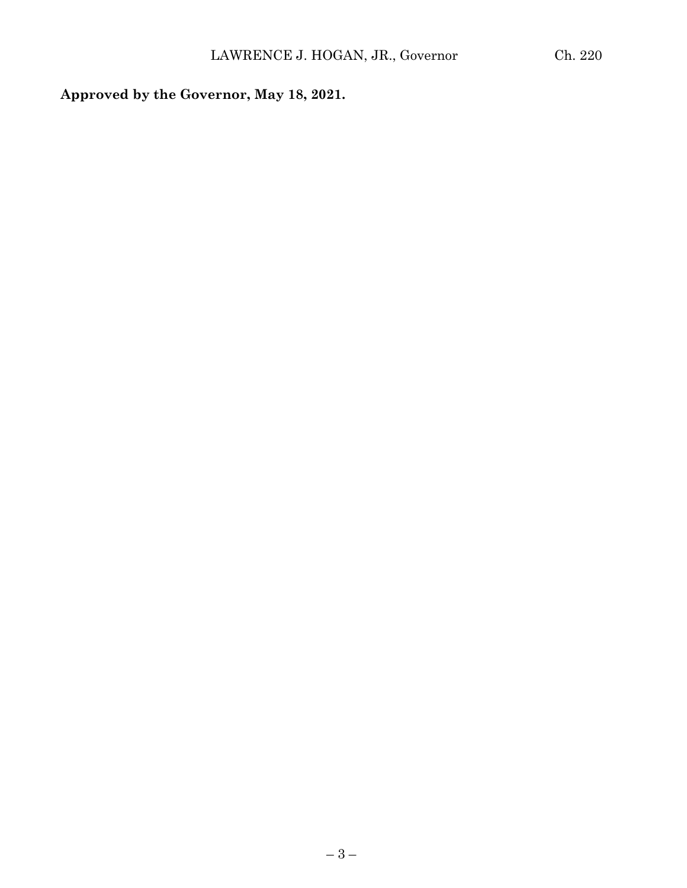**Approved by the Governor, May 18, 2021.**